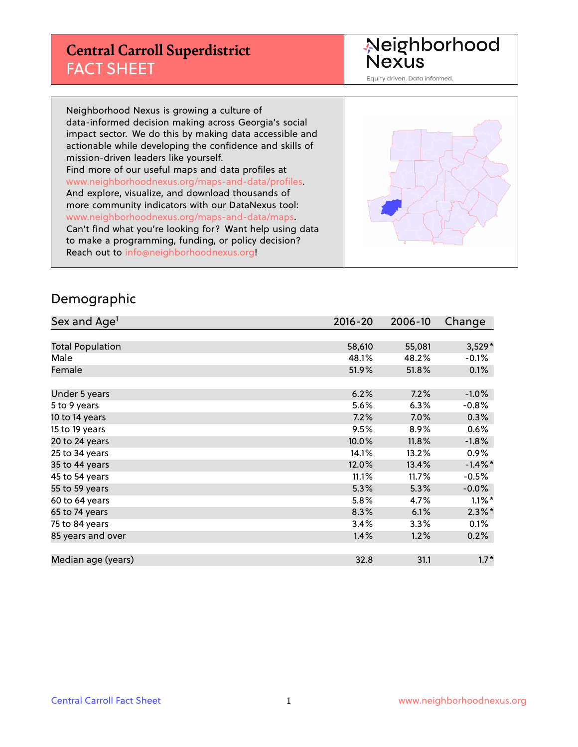# Central Carroll Superdistrict

## FACT SHEET

Neighborhood Nexus

Equity driven. Data informed.

Neighborhood Nexus is growing a culture of data-informed decision making across Georgia's social impact sector. We do this by making data accessible and actionable while developing the confidence and skills of mission-driven leaders like yourself.
Find more of our useful maps and data profiles at www.neighborhoodnexus.org/maps-and-data/profiles.
And explore, visualize, and download thousands of more community indicators with our DataNexus tool: www.neighborhoodnexus.org/maps-and-data/maps.
Can't find what you're looking for? Want help using data to make a programming, funding, or policy decision? Reach out to info@neighborhoodnexus.org!

## Demographic

| Sex and Age[1] | 2016-20 | 2006-10 | Change |
|---|---|---|---|
| Total Population | 58,610 | 55,081 | 3,529* |
| Male | 48.1% | 48.2% | -0.1% |
| Female | 51.9% | 51.8% | 0.1% |
| | | | |
| Under 5 years | 6.2% | 7.2% | -1.0% |
| 5 to 9 years | 5.6% | 6.3% | -0.8% |
| 10 to 14 years | 7.2% | 7.0% | 0.3% |
| 15 to 19 years | 9.5% | 8.9% | 0.6% |
| 20 to 24 years | 10.0% | 11.8% | -1.8% |
| 25 to 34 years | 14.1% | 13.2% | 0.9% |
| 35 to 44 years | 12.0% | 13.4% | -1.4%* |
| 45 to 54 years | 11.1% | 11.7% | -0.5% |
| 55 to 59 years | 5.3% | 5.3% | -0.0% |
| 60 to 64 years | 5.8% | 4.7% | 1.1%* |
| 65 to 74 years | 8.3% | 6.1% | 2.3%* |
| 75 to 84 years | 3.4% | 3.3% | 0.1% |
| 85 years and over | 1.4% | 1.2% | 0.2% |
| | | | |
| Median age (years) | 32.8 | 31.1 | 1.7* |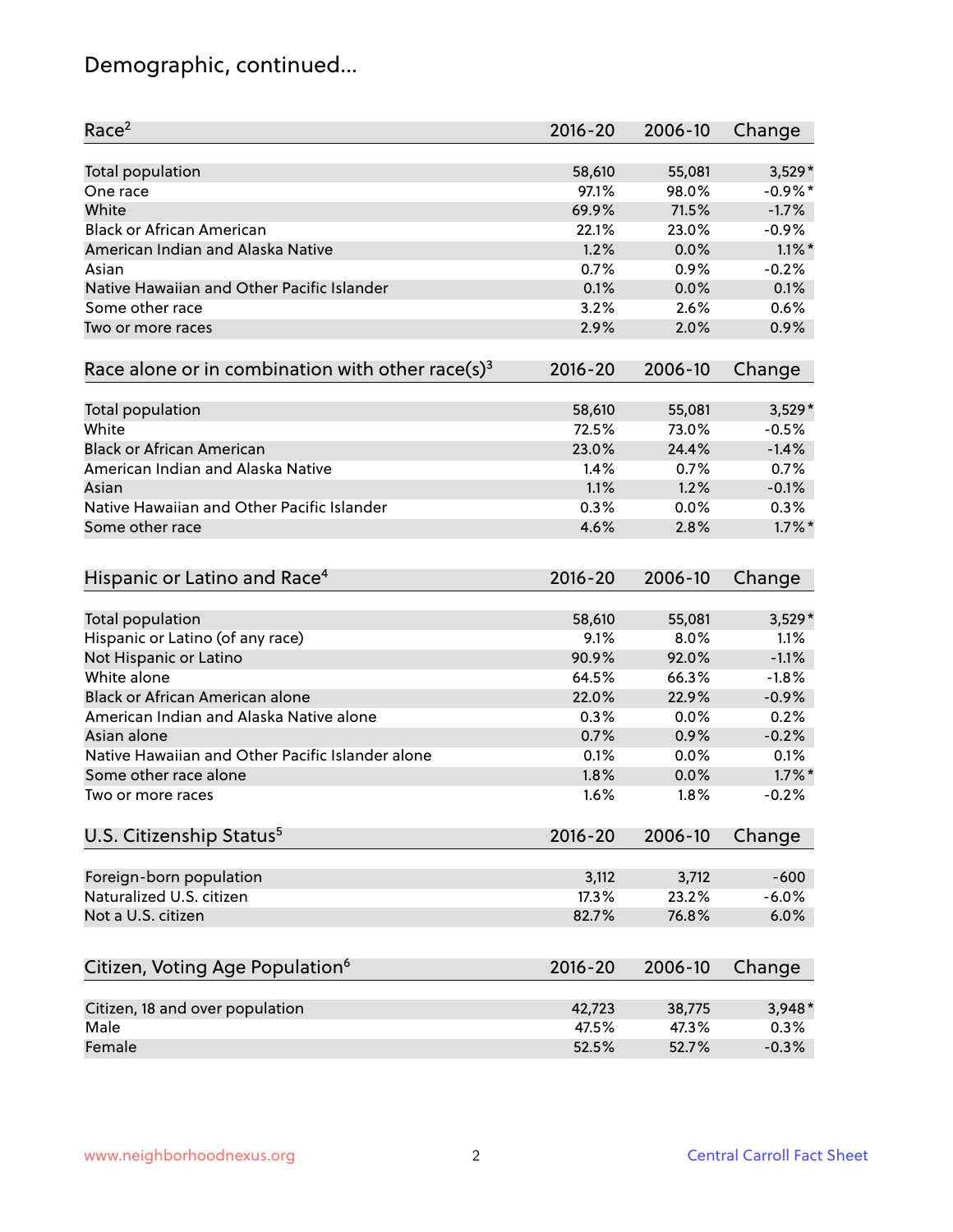# Demographic, continued...

| Race[2] | 2016-20 | 2006-10 | Change |
|---|---|---|---|
| Total population | 58,610 | 55,081 | 3,529* |
| One race | 97.1% | 98.0% | -0.9%* |
| White | 69.9% | 71.5% | -1.7% |
| Black or African American | 22.1% | 23.0% | -0.9% |
| American Indian and Alaska Native | 1.2% | 0.0% | 1.1%* |
| Asian | 0.7% | 0.9% | -0.2% |
| Native Hawaiian and Other Pacific Islander | 0.1% | 0.0% | 0.1% |
| Some other race | 3.2% | 2.6% | 0.6% |
| Two or more races | 2.9% | 2.0% | 0.9% |

| Race alone or in combination with other race(s)[3] | 2016-20 | 2006-10 | Change |
|---|---|---|---|
| Total population | 58,610 | 55,081 | 3,529* |
| White | 72.5% | 73.0% | -0.5% |
| Black or African American | 23.0% | 24.4% | -1.4% |
| American Indian and Alaska Native | 1.4% | 0.7% | 0.7% |
| Asian | 1.1% | 1.2% | -0.1% |
| Native Hawaiian and Other Pacific Islander | 0.3% | 0.0% | 0.3% |
| Some other race | 4.6% | 2.8% | 1.7%* |

| Hispanic or Latino and Race[4] | 2016-20 | 2006-10 | Change |
|---|---|---|---|
| Total population | 58,610 | 55,081 | 3,529* |
| Hispanic or Latino (of any race) | 9.1% | 8.0% | 1.1% |
| Not Hispanic or Latino | 90.9% | 92.0% | -1.1% |
| White alone | 64.5% | 66.3% | -1.8% |
| Black or African American alone | 22.0% | 22.9% | -0.9% |
| American Indian and Alaska Native alone | 0.3% | 0.0% | 0.2% |
| Asian alone | 0.7% | 0.9% | -0.2% |
| Native Hawaiian and Other Pacific Islander alone | 0.1% | 0.0% | 0.1% |
| Some other race alone | 1.8% | 0.0% | 1.7%* |
| Two or more races | 1.6% | 1.8% | -0.2% |

| U.S. Citizenship Status[5] | 2016-20 | 2006-10 | Change |
|---|---|---|---|
| Foreign-born population | 3,112 | 3,712 | -600 |
| Naturalized U.S. citizen | 17.3% | 23.2% | -6.0% |
| Not a U.S. citizen | 82.7% | 76.8% | 6.0% |

| Citizen, Voting Age Population[6] | 2016-20 | 2006-10 | Change |
|---|---|---|---|
| Citizen, 18 and over population | 42,723 | 38,775 | 3,948* |
| Male | 47.5% | 47.3% | 0.3% |
| Female | 52.5% | 52.7% | -0.3% |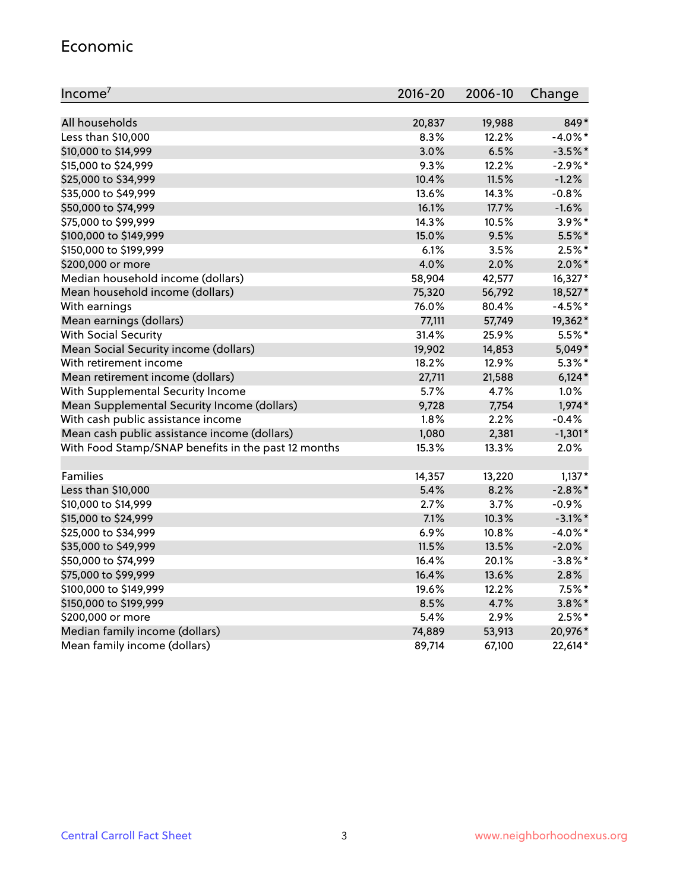## Economic

| Income[7] | 2016-20 | 2006-10 | Change |
|---|---|---|---|
| All households | 20,837 | 19,988 | 849* |
| Less than $10,000 | 8.3% | 12.2% | -4.0%* |
| $10,000 to $14,999 | 3.0% | 6.5% | -3.5%* |
| $15,000 to $24,999 | 9.3% | 12.2% | -2.9%* |
| $25,000 to $34,999 | 10.4% | 11.5% | -1.2% |
| $35,000 to $49,999 | 13.6% | 14.3% | -0.8% |
| $50,000 to $74,999 | 16.1% | 17.7% | -1.6% |
| $75,000 to $99,999 | 14.3% | 10.5% | 3.9%* |
| $100,000 to $149,999 | 15.0% | 9.5% | 5.5%* |
| $150,000 to $199,999 | 6.1% | 3.5% | 2.5%* |
| $200,000 or more | 4.0% | 2.0% | 2.0%* |
| Median household income (dollars) | 58,904 | 42,577 | 16,327* |
| Mean household income (dollars) | 75,320 | 56,792 | 18,527* |
| With earnings | 76.0% | 80.4% | -4.5%* |
| Mean earnings (dollars) | 77,111 | 57,749 | 19,362* |
| With Social Security | 31.4% | 25.9% | 5.5%* |
| Mean Social Security income (dollars) | 19,902 | 14,853 | 5,049* |
| With retirement income | 18.2% | 12.9% | 5.3%* |
| Mean retirement income (dollars) | 27,711 | 21,588 | 6,124* |
| With Supplemental Security Income | 5.7% | 4.7% | 1.0% |
| Mean Supplemental Security Income (dollars) | 9,728 | 7,754 | 1,974* |
| With cash public assistance income | 1.8% | 2.2% | -0.4% |
| Mean cash public assistance income (dollars) | 1,080 | 2,381 | -1,301* |
| With Food Stamp/SNAP benefits in the past 12 months | 15.3% | 13.3% | 2.0% |
| | | | |
| Families | 14,357 | 13,220 | 1,137* |
| Less than $10,000 | 5.4% | 8.2% | -2.8%* |
| $10,000 to $14,999 | 2.7% | 3.7% | -0.9% |
| $15,000 to $24,999 | 7.1% | 10.3% | -3.1%* |
| $25,000 to $34,999 | 6.9% | 10.8% | -4.0%* |
| $35,000 to $49,999 | 11.5% | 13.5% | -2.0% |
| $50,000 to $74,999 | 16.4% | 20.1% | -3.8%* |
| $75,000 to $99,999 | 16.4% | 13.6% | 2.8% |
| $100,000 to $149,999 | 19.6% | 12.2% | 7.5%* |
| $150,000 to $199,999 | 8.5% | 4.7% | 3.8%* |
| $200,000 or more | 5.4% | 2.9% | 2.5%* |
| Median family income (dollars) | 74,889 | 53,913 | 20,976* |
| Mean family income (dollars) | 89,714 | 67,100 | 22,614* |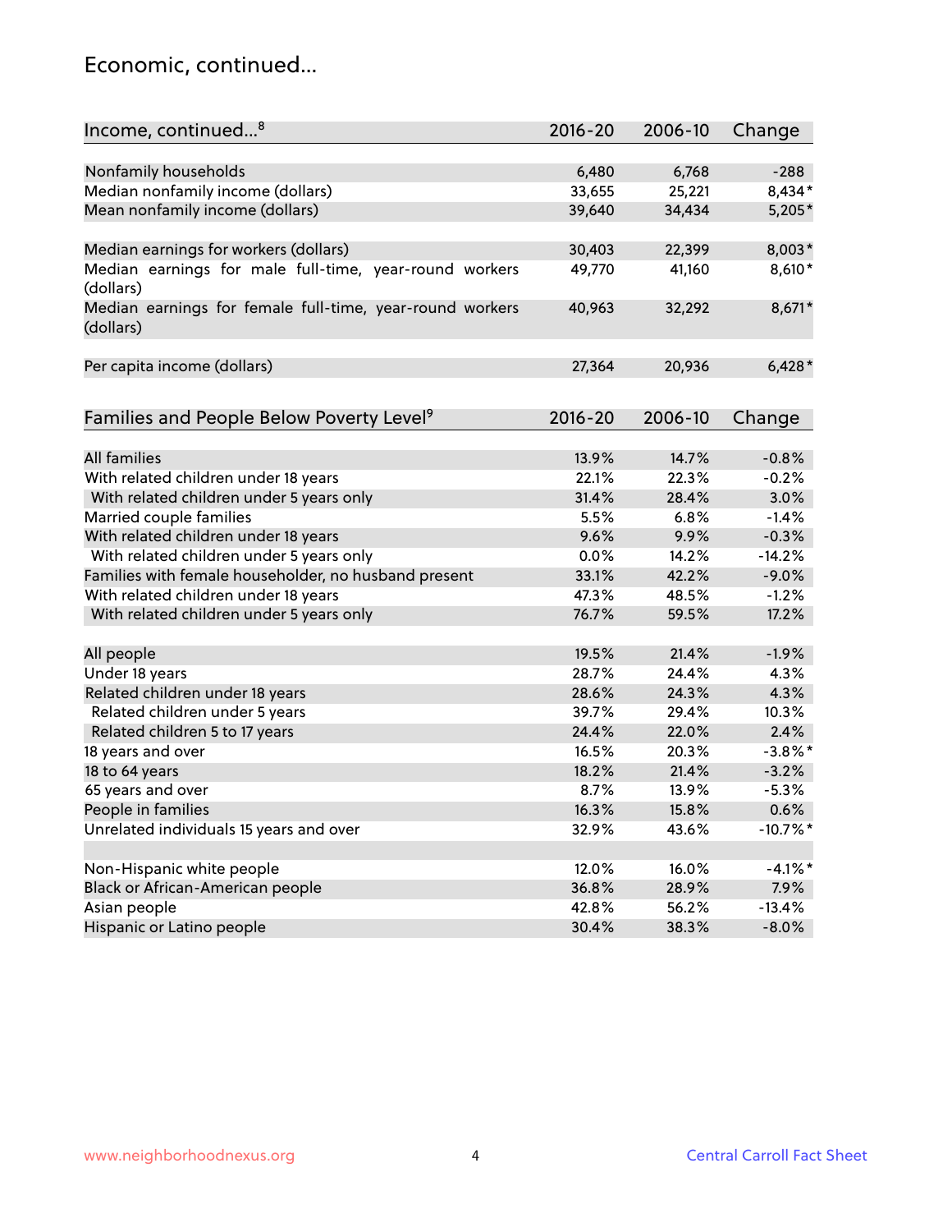## Economic, continued...

| Income, continued...[8] | 2016-20 | 2006-10 | Change |
|---|---|---|---|
| Nonfamily households | 6,480 | 6,768 | -288 |
| Median nonfamily income (dollars) | 33,655 | 25,221 | 8,434* |
| Mean nonfamily income (dollars) | 39,640 | 34,434 | 5,205* |
| Median earnings for workers (dollars) | 30,403 | 22,399 | 8,003* |
| Median earnings for male full-time, year-round workers (dollars) | 49,770 | 41,160 | 8,610* |
| Median earnings for female full-time, year-round workers (dollars) | 40,963 | 32,292 | 8,671* |
| Per capita income (dollars) | 27,364 | 20,936 | 6,428* |

| Families and People Below Poverty Level[9] | 2016-20 | 2006-10 | Change |
|---|---|---|---|
| All families | 13.9% | 14.7% | -0.8% |
| With related children under 18 years | 22.1% | 22.3% | -0.2% |
| With related children under 5 years only | 31.4% | 28.4% | 3.0% |
| Married couple families | 5.5% | 6.8% | -1.4% |
| With related children under 18 years | 9.6% | 9.9% | -0.3% |
| With related children under 5 years only | 0.0% | 14.2% | -14.2% |
| Families with female householder, no husband present | 33.1% | 42.2% | -9.0% |
| With related children under 18 years | 47.3% | 48.5% | -1.2% |
| With related children under 5 years only | 76.7% | 59.5% | 17.2% |
| All people | 19.5% | 21.4% | -1.9% |
| Under 18 years | 28.7% | 24.4% | 4.3% |
| Related children under 18 years | 28.6% | 24.3% | 4.3% |
| Related children under 5 years | 39.7% | 29.4% | 10.3% |
| Related children 5 to 17 years | 24.4% | 22.0% | 2.4% |
| 18 years and over | 16.5% | 20.3% | -3.8%* |
| 18 to 64 years | 18.2% | 21.4% | -3.2% |
| 65 years and over | 8.7% | 13.9% | -5.3% |
| People in families | 16.3% | 15.8% | 0.6% |
| Unrelated individuals 15 years and over | 32.9% | 43.6% | -10.7%* |
| Non-Hispanic white people | 12.0% | 16.0% | -4.1%* |
| Black or African-American people | 36.8% | 28.9% | 7.9% |
| Asian people | 42.8% | 56.2% | -13.4% |
| Hispanic or Latino people | 30.4% | 38.3% | -8.0% |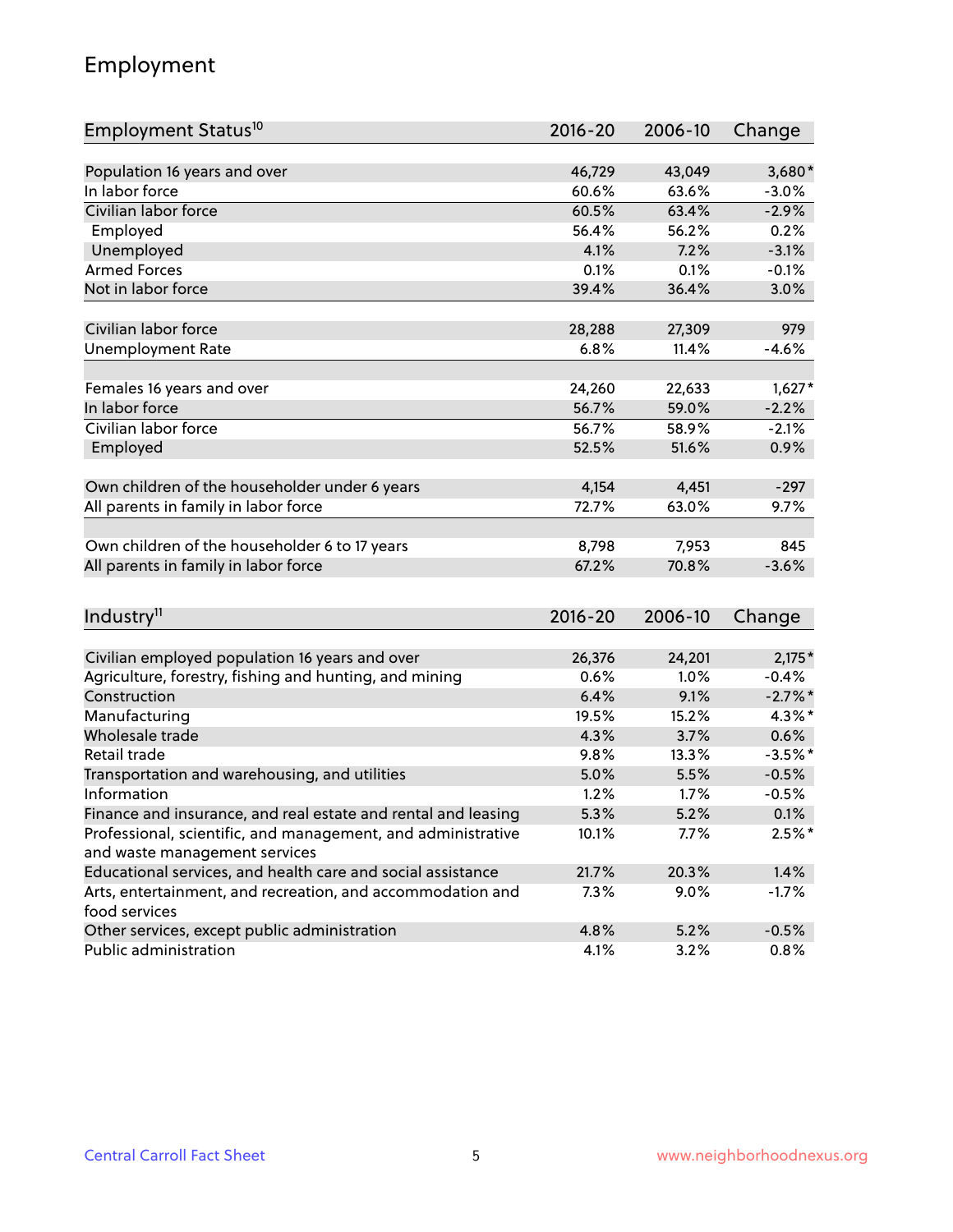## Employment

| Employment Status[10] | 2016-20 | 2006-10 | Change |
|---|---|---|---|
| Population 16 years and over | 46,729 | 43,049 | 3,680* |
| In labor force | 60.6% | 63.6% | -3.0% |
| Civilian labor force | 60.5% | 63.4% | -2.9% |
| Employed | 56.4% | 56.2% | 0.2% |
| Unemployed | 4.1% | 7.2% | -3.1% |
| Armed Forces | 0.1% | 0.1% | -0.1% |
| Not in labor force | 39.4% | 36.4% | 3.0% |
| | | | |
| Civilian labor force | 28,288 | 27,309 | 979 |
| Unemployment Rate | 6.8% | 11.4% | -4.6% |
| | | | |
| Females 16 years and over | 24,260 | 22,633 | 1,627* |
| In labor force | 56.7% | 59.0% | -2.2% |
| Civilian labor force | 56.7% | 58.9% | -2.1% |
| Employed | 52.5% | 51.6% | 0.9% |
| | | | |
| Own children of the householder under 6 years | 4,154 | 4,451 | -297 |
| All parents in family in labor force | 72.7% | 63.0% | 9.7% |
| | | | |
| Own children of the householder 6 to 17 years | 8,798 | 7,953 | 845 |
| All parents in family in labor force | 67.2% | 70.8% | -3.6% |

| Industry[11] | 2016-20 | 2006-10 | Change |
|---|---|---|---|
| Civilian employed population 16 years and over | 26,376 | 24,201 | 2,175* |
| Agriculture, forestry, fishing and hunting, and mining | 0.6% | 1.0% | -0.4% |
| Construction | 6.4% | 9.1% | -2.7%* |
| Manufacturing | 19.5% | 15.2% | 4.3%* |
| Wholesale trade | 4.3% | 3.7% | 0.6% |
| Retail trade | 9.8% | 13.3% | -3.5%* |
| Transportation and warehousing, and utilities | 5.0% | 5.5% | -0.5% |
| Information | 1.2% | 1.7% | -0.5% |
| Finance and insurance, and real estate and rental and leasing | 5.3% | 5.2% | 0.1% |
| Professional, scientific, and management, and administrative and waste management services | 10.1% | 7.7% | 2.5%* |
| Educational services, and health care and social assistance | 21.7% | 20.3% | 1.4% |
| Arts, entertainment, and recreation, and accommodation and food services | 7.3% | 9.0% | -1.7% |
| Other services, except public administration | 4.8% | 5.2% | -0.5% |
| Public administration | 4.1% | 3.2% | 0.8% |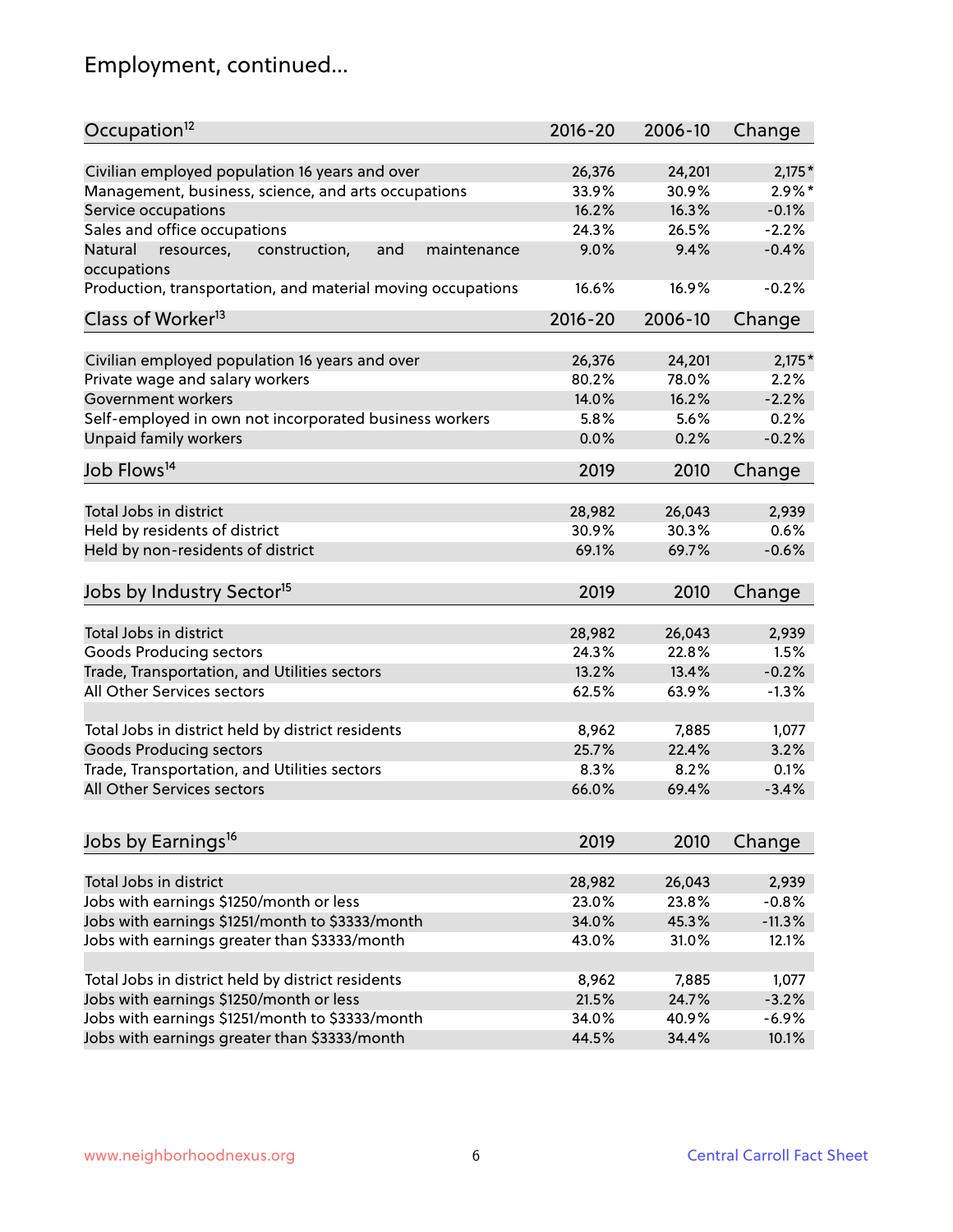# Employment, continued...

| Occupation[12] | 2016-20 | 2006-10 | Change |
|---|---|---|---|
| Civilian employed population 16 years and over | 26,376 | 24,201 | 2,175* |
| Management, business, science, and arts occupations | 33.9% | 30.9% | 2.9%* |
| Service occupations | 16.2% | 16.3% | -0.1% |
| Sales and office occupations | 24.3% | 26.5% | -2.2% |
| Natural resources, construction, and maintenance occupations | 9.0% | 9.4% | -0.4% |
| Production, transportation, and material moving occupations | 16.6% | 16.9% | -0.2% |

| Class of Worker[13] | 2016-20 | 2006-10 | Change |
|---|---|---|---|
| Civilian employed population 16 years and over | 26,376 | 24,201 | 2,175* |
| Private wage and salary workers | 80.2% | 78.0% | 2.2% |
| Government workers | 14.0% | 16.2% | -2.2% |
| Self-employed in own not incorporated business workers | 5.8% | 5.6% | 0.2% |
| Unpaid family workers | 0.0% | 0.2% | -0.2% |

| Job Flows[14] | 2019 | 2010 | Change |
|---|---|---|---|
| Total Jobs in district | 28,982 | 26,043 | 2,939 |
| Held by residents of district | 30.9% | 30.3% | 0.6% |
| Held by non-residents of district | 69.1% | 69.7% | -0.6% |

| Jobs by Industry Sector[15] | 2019 | 2010 | Change |
|---|---|---|---|
| Total Jobs in district | 28,982 | 26,043 | 2,939 |
| Goods Producing sectors | 24.3% | 22.8% | 1.5% |
| Trade, Transportation, and Utilities sectors | 13.2% | 13.4% | -0.2% |
| All Other Services sectors | 62.5% | 63.9% | -1.3% |
| | | | |
| Total Jobs in district held by district residents | 8,962 | 7,885 | 1,077 |
| Goods Producing sectors | 25.7% | 22.4% | 3.2% |
| Trade, Transportation, and Utilities sectors | 8.3% | 8.2% | 0.1% |
| All Other Services sectors | 66.0% | 69.4% | -3.4% |

| Jobs by Earnings[16] | 2019 | 2010 | Change |
|---|---|---|---|
| Total Jobs in district | 28,982 | 26,043 | 2,939 |
| Jobs with earnings $1250/month or less | 23.0% | 23.8% | -0.8% |
| Jobs with earnings $1251/month to $3333/month | 34.0% | 45.3% | -11.3% |
| Jobs with earnings greater than $3333/month | 43.0% | 31.0% | 12.1% |
| | | | |
| Total Jobs in district held by district residents | 8,962 | 7,885 | 1,077 |
| Jobs with earnings $1250/month or less | 21.5% | 24.7% | -3.2% |
| Jobs with earnings $1251/month to $3333/month | 34.0% | 40.9% | -6.9% |
| Jobs with earnings greater than $3333/month | 44.5% | 34.4% | 10.1% |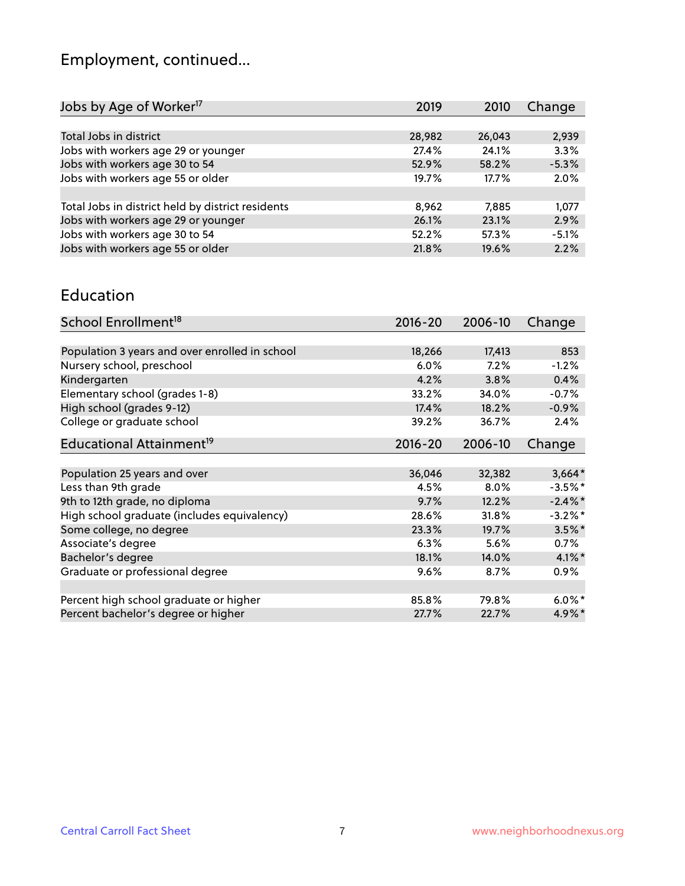# Employment, continued...

| Jobs by Age of Worker[17] | 2019 | 2010 | Change |
|---|---|---|---|
| Total Jobs in district | 28,982 | 26,043 | 2,939 |
| Jobs with workers age 29 or younger | 27.4% | 24.1% | 3.3% |
| Jobs with workers age 30 to 54 | 52.9% | 58.2% | -5.3% |
| Jobs with workers age 55 or older | 19.7% | 17.7% | 2.0% |
| | | | |
| Total Jobs in district held by district residents | 8,962 | 7,885 | 1,077 |
| Jobs with workers age 29 or younger | 26.1% | 23.1% | 2.9% |
| Jobs with workers age 30 to 54 | 52.2% | 57.3% | -5.1% |
| Jobs with workers age 55 or older | 21.8% | 19.6% | 2.2% |

## Education

| School Enrollment[18] | 2016-20 | 2006-10 | Change |
|---|---|---|---|
| Population 3 years and over enrolled in school | 18,266 | 17,413 | 853 |
| Nursery school, preschool | 6.0% | 7.2% | -1.2% |
| Kindergarten | 4.2% | 3.8% | 0.4% |
| Elementary school (grades 1-8) | 33.2% | 34.0% | -0.7% |
| High school (grades 9-12) | 17.4% | 18.2% | -0.9% |
| College or graduate school | 39.2% | 36.7% | 2.4% |

| Educational Attainment[19] | 2016-20 | 2006-10 | Change |
|---|---|---|---|
| Population 25 years and over | 36,046 | 32,382 | 3,664* |
| Less than 9th grade | 4.5% | 8.0% | -3.5%* |
| 9th to 12th grade, no diploma | 9.7% | 12.2% | -2.4%* |
| High school graduate (includes equivalency) | 28.6% | 31.8% | -3.2%* |
| Some college, no degree | 23.3% | 19.7% | 3.5%* |
| Associate's degree | 6.3% | 5.6% | 0.7% |
| Bachelor's degree | 18.1% | 14.0% | 4.1%* |
| Graduate or professional degree | 9.6% | 8.7% | 0.9% |
| | | | |
| Percent high school graduate or higher | 85.8% | 79.8% | 6.0%* |
| Percent bachelor's degree or higher | 27.7% | 22.7% | 4.9%* |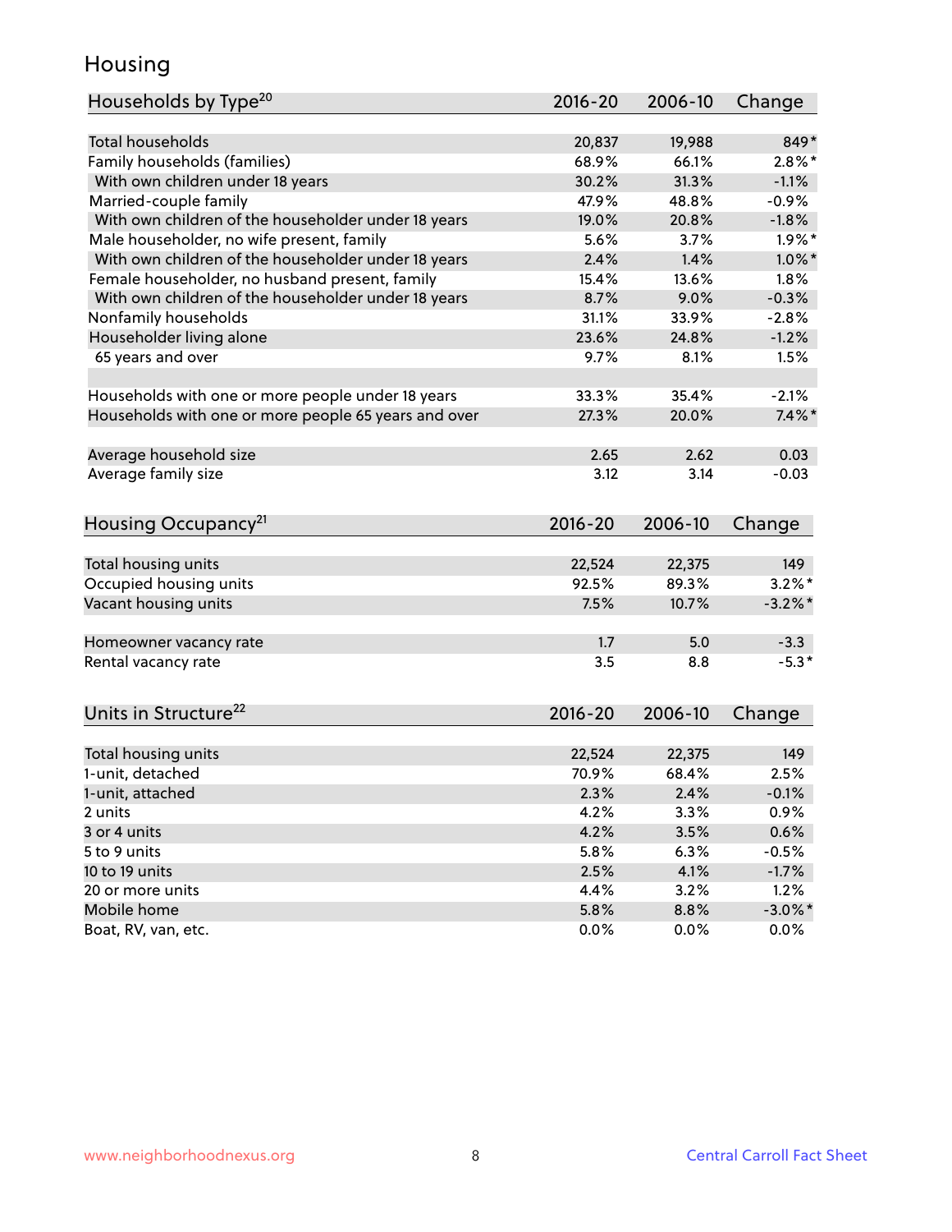# Housing

| Households by Type[20] | 2016-20 | 2006-10 | Change |
|---|---|---|---|
| Total households | 20,837 | 19,988 | 849* |
| Family households (families) | 68.9% | 66.1% | 2.8%* |
| With own children under 18 years | 30.2% | 31.3% | -1.1% |
| Married-couple family | 47.9% | 48.8% | -0.9% |
| With own children of the householder under 18 years | 19.0% | 20.8% | -1.8% |
| Male householder, no wife present, family | 5.6% | 3.7% | 1.9%* |
| With own children of the householder under 18 years | 2.4% | 1.4% | 1.0%* |
| Female householder, no husband present, family | 15.4% | 13.6% | 1.8% |
| With own children of the householder under 18 years | 8.7% | 9.0% | -0.3% |
| Nonfamily households | 31.1% | 33.9% | -2.8% |
| Householder living alone | 23.6% | 24.8% | -1.2% |
| 65 years and over | 9.7% | 8.1% | 1.5% |
| | | | |
| Households with one or more people under 18 years | 33.3% | 35.4% | -2.1% |
| Households with one or more people 65 years and over | 27.3% | 20.0% | 7.4%* |
| | | | |
| Average household size | 2.65 | 2.62 | 0.03 |
| Average family size | 3.12 | 3.14 | -0.03 |

| Housing Occupancy[21] | 2016-20 | 2006-10 | Change |
|---|---|---|---|
| Total housing units | 22,524 | 22,375 | 149 |
| Occupied housing units | 92.5% | 89.3% | 3.2%* |
| Vacant housing units | 7.5% | 10.7% | -3.2%* |
| | | | |
| Homeowner vacancy rate | 1.7 | 5.0 | -3.3 |
| Rental vacancy rate | 3.5 | 8.8 | -5.3* |

| Units in Structure[22] | 2016-20 | 2006-10 | Change |
|---|---|---|---|
| Total housing units | 22,524 | 22,375 | 149 |
| 1-unit, detached | 70.9% | 68.4% | 2.5% |
| 1-unit, attached | 2.3% | 2.4% | -0.1% |
| 2 units | 4.2% | 3.3% | 0.9% |
| 3 or 4 units | 4.2% | 3.5% | 0.6% |
| 5 to 9 units | 5.8% | 6.3% | -0.5% |
| 10 to 19 units | 2.5% | 4.1% | -1.7% |
| 20 or more units | 4.4% | 3.2% | 1.2% |
| Mobile home | 5.8% | 8.8% | -3.0%* |
| Boat, RV, van, etc. | 0.0% | 0.0% | 0.0% |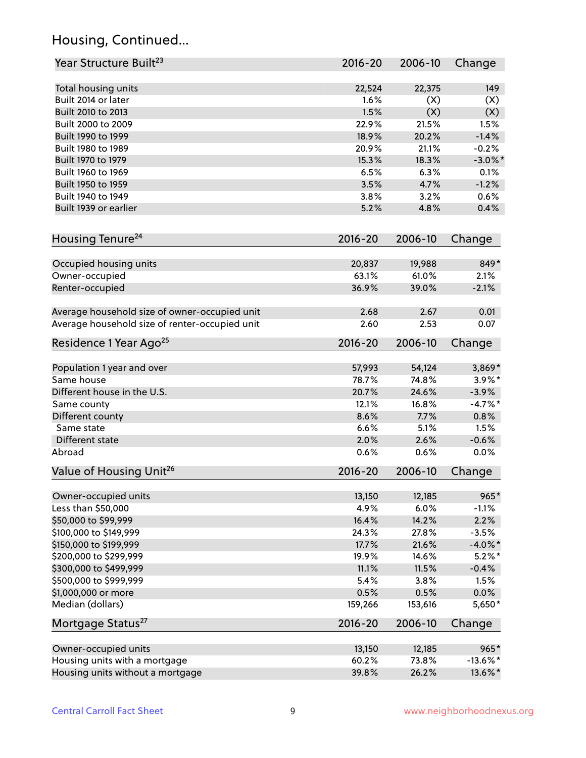## Housing, Continued...

| Year Structure Built[23] | 2016-20 | 2006-10 | Change |
|---|---|---|---|
| Total housing units | 22,524 | 22,375 | 149 |
| Built 2014 or later | 1.6% | (X) | (X) |
| Built 2010 to 2013 | 1.5% | (X) | (X) |
| Built 2000 to 2009 | 22.9% | 21.5% | 1.5% |
| Built 1990 to 1999 | 18.9% | 20.2% | -1.4% |
| Built 1980 to 1989 | 20.9% | 21.1% | -0.2% |
| Built 1970 to 1979 | 15.3% | 18.3% | -3.0%* |
| Built 1960 to 1969 | 6.5% | 6.3% | 0.1% |
| Built 1950 to 1959 | 3.5% | 4.7% | -1.2% |
| Built 1940 to 1949 | 3.8% | 3.2% | 0.6% |
| Built 1939 or earlier | 5.2% | 4.8% | 0.4% |

| Housing Tenure[24] | 2016-20 | 2006-10 | Change |
|---|---|---|---|
| Occupied housing units | 20,837 | 19,988 | 849* |
| Owner-occupied | 63.1% | 61.0% | 2.1% |
| Renter-occupied | 36.9% | 39.0% | -2.1% |
| Average household size of owner-occupied unit | 2.68 | 2.67 | 0.01 |
| Average household size of renter-occupied unit | 2.60 | 2.53 | 0.07 |

| Residence 1 Year Ago[25] | 2016-20 | 2006-10 | Change |
|---|---|---|---|
| Population 1 year and over | 57,993 | 54,124 | 3,869* |
| Same house | 78.7% | 74.8% | 3.9%* |
| Different house in the U.S. | 20.7% | 24.6% | -3.9% |
| Same county | 12.1% | 16.8% | -4.7%* |
| Different county | 8.6% | 7.7% | 0.8% |
| Same state | 6.6% | 5.1% | 1.5% |
| Different state | 2.0% | 2.6% | -0.6% |
| Abroad | 0.6% | 0.6% | 0.0% |

| Value of Housing Unit[26] | 2016-20 | 2006-10 | Change |
|---|---|---|---|
| Owner-occupied units | 13,150 | 12,185 | 965* |
| Less than $50,000 | 4.9% | 6.0% | -1.1% |
| $50,000 to $99,999 | 16.4% | 14.2% | 2.2% |
| $100,000 to $149,999 | 24.3% | 27.8% | -3.5% |
| $150,000 to $199,999 | 17.7% | 21.6% | -4.0%* |
| $200,000 to $299,999 | 19.9% | 14.6% | 5.2%* |
| $300,000 to $499,999 | 11.1% | 11.5% | -0.4% |
| $500,000 to $999,999 | 5.4% | 3.8% | 1.5% |
| $1,000,000 or more | 0.5% | 0.5% | 0.0% |
| Median (dollars) | 159,266 | 153,616 | 5,650* |

| Mortgage Status[27] | 2016-20 | 2006-10 | Change |
|---|---|---|---|
| Owner-occupied units | 13,150 | 12,185 | 965* |
| Housing units with a mortgage | 60.2% | 73.8% | -13.6%* |
| Housing units without a mortgage | 39.8% | 26.2% | 13.6%* |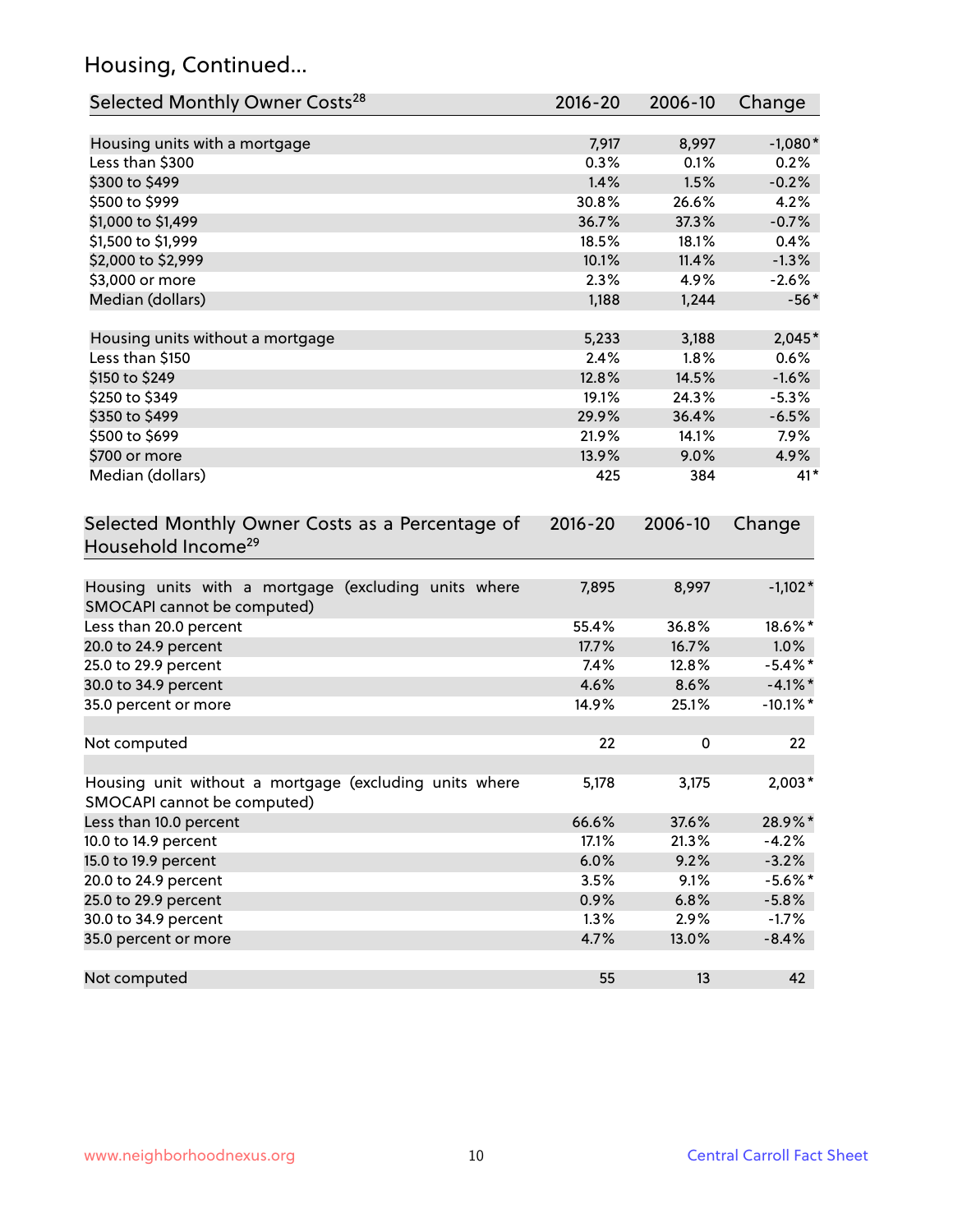## Housing, Continued...

| Selected Monthly Owner Costs[28] | 2016-20 | 2006-10 | Change |
|---|---|---|---|
| Housing units with a mortgage | 7,917 | 8,997 | -1,080* |
| Less than $300 | 0.3% | 0.1% | 0.2% |
| $300 to $499 | 1.4% | 1.5% | -0.2% |
| $500 to $999 | 30.8% | 26.6% | 4.2% |
| $1,000 to $1,499 | 36.7% | 37.3% | -0.7% |
| $1,500 to $1,999 | 18.5% | 18.1% | 0.4% |
| $2,000 to $2,999 | 10.1% | 11.4% | -1.3% |
| $3,000 or more | 2.3% | 4.9% | -2.6% |
| Median (dollars) | 1,188 | 1,244 | -56* |
| | | | |
| Housing units without a mortgage | 5,233 | 3,188 | 2,045* |
| Less than $150 | 2.4% | 1.8% | 0.6% |
| $150 to $249 | 12.8% | 14.5% | -1.6% |
| $250 to $349 | 19.1% | 24.3% | -5.3% |
| $350 to $499 | 29.9% | 36.4% | -6.5% |
| $500 to $699 | 21.9% | 14.1% | 7.9% |
| $700 or more | 13.9% | 9.0% | 4.9% |
| Median (dollars) | 425 | 384 | 41* |

| Selected Monthly Owner Costs as a Percentage of Household Income[29] | 2016-20 | 2006-10 | Change |
|---|---|---|---|
| Housing units with a mortgage (excluding units where SMOCAPI cannot be computed) | 7,895 | 8,997 | -1,102* |
| Less than 20.0 percent | 55.4% | 36.8% | 18.6%* |
| 20.0 to 24.9 percent | 17.7% | 16.7% | 1.0% |
| 25.0 to 29.9 percent | 7.4% | 12.8% | -5.4%* |
| 30.0 to 34.9 percent | 4.6% | 8.6% | -4.1%* |
| 35.0 percent or more | 14.9% | 25.1% | -10.1%* |
| | | | |
| Not computed | 22 | 0 | 22 |
| | | | |
| Housing unit without a mortgage (excluding units where SMOCAPI cannot be computed) | 5,178 | 3,175 | 2,003* |
| Less than 10.0 percent | 66.6% | 37.6% | 28.9%* |
| 10.0 to 14.9 percent | 17.1% | 21.3% | -4.2% |
| 15.0 to 19.9 percent | 6.0% | 9.2% | -3.2% |
| 20.0 to 24.9 percent | 3.5% | 9.1% | -5.6%* |
| 25.0 to 29.9 percent | 0.9% | 6.8% | -5.8% |
| 30.0 to 34.9 percent | 1.3% | 2.9% | -1.7% |
| 35.0 percent or more | 4.7% | 13.0% | -8.4% |
| | | | |
| Not computed | 55 | 13 | 42 |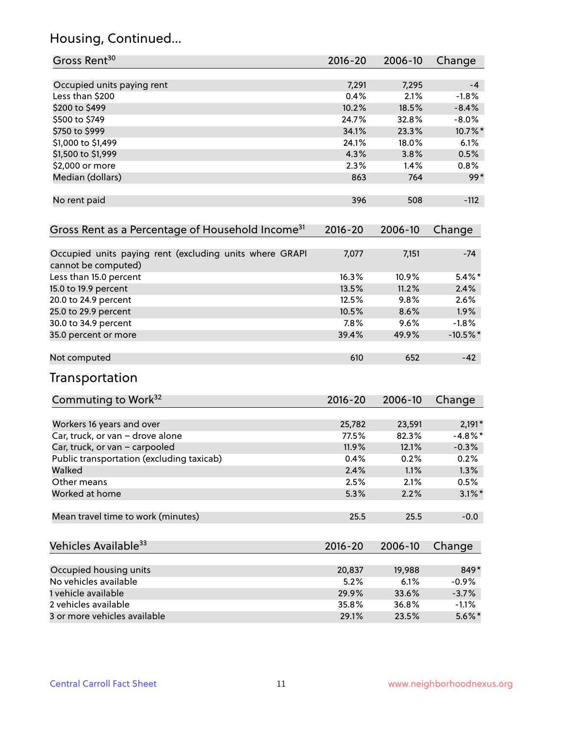## Housing, Continued...

| Gross Rent[30] | 2016-20 | 2006-10 | Change |
|---|---|---|---|
| Occupied units paying rent | 7,291 | 7,295 | -4 |
| Less than $200 | 0.4% | 2.1% | -1.8% |
| $200 to $499 | 10.2% | 18.5% | -8.4% |
| $500 to $749 | 24.7% | 32.8% | -8.0% |
| $750 to $999 | 34.1% | 23.3% | 10.7%* |
| $1,000 to $1,499 | 24.1% | 18.0% | 6.1% |
| $1,500 to $1,999 | 4.3% | 3.8% | 0.5% |
| $2,000 or more | 2.3% | 1.4% | 0.8% |
| Median (dollars) | 863 | 764 | 99* |
| No rent paid | 396 | 508 | -112 |

| Gross Rent as a Percentage of Household Income[31] | 2016-20 | 2006-10 | Change |
|---|---|---|---|
| Occupied units paying rent (excluding units where GRAPI cannot be computed) | 7,077 | 7,151 | -74 |
| Less than 15.0 percent | 16.3% | 10.9% | 5.4%* |
| 15.0 to 19.9 percent | 13.5% | 11.2% | 2.4% |
| 20.0 to 24.9 percent | 12.5% | 9.8% | 2.6% |
| 25.0 to 29.9 percent | 10.5% | 8.6% | 1.9% |
| 30.0 to 34.9 percent | 7.8% | 9.6% | -1.8% |
| 35.0 percent or more | 39.4% | 49.9% | -10.5%* |
| Not computed | 610 | 652 | -42 |

## Transportation

| Commuting to Work[32] | 2016-20 | 2006-10 | Change |
|---|---|---|---|
| Workers 16 years and over | 25,782 | 23,591 | 2,191* |
| Car, truck, or van – drove alone | 77.5% | 82.3% | -4.8%* |
| Car, truck, or van – carpooled | 11.9% | 12.1% | -0.3% |
| Public transportation (excluding taxicab) | 0.4% | 0.2% | 0.2% |
| Walked | 2.4% | 1.1% | 1.3% |
| Other means | 2.5% | 2.1% | 0.5% |
| Worked at home | 5.3% | 2.2% | 3.1%* |
| Mean travel time to work (minutes) | 25.5 | 25.5 | -0.0 |

| Vehicles Available[33] | 2016-20 | 2006-10 | Change |
|---|---|---|---|
| Occupied housing units | 20,837 | 19,988 | 849* |
| No vehicles available | 5.2% | 6.1% | -0.9% |
| 1 vehicle available | 29.9% | 33.6% | -3.7% |
| 2 vehicles available | 35.8% | 36.8% | -1.1% |
| 3 or more vehicles available | 29.1% | 23.5% | 5.6%* |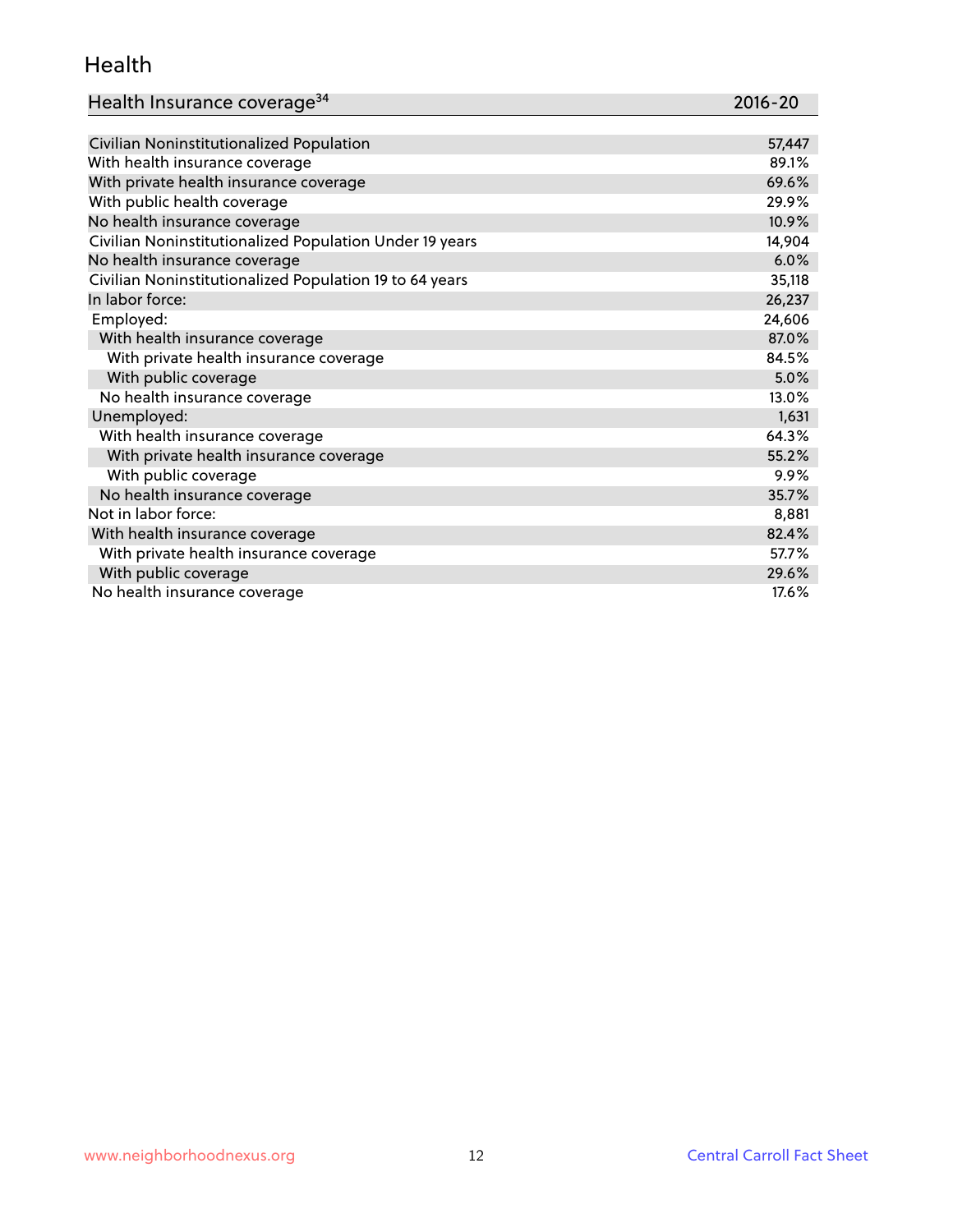## Health

| Health Insurance coverage[34] | 2016-20 |
|---|---|
| Civilian Noninstitutionalized Population | 57,447 |
| With health insurance coverage | 89.1% |
| With private health insurance coverage | 69.6% |
| With public health coverage | 29.9% |
| No health insurance coverage | 10.9% |
| Civilian Noninstitutionalized Population Under 19 years | 14,904 |
| No health insurance coverage | 6.0% |
| Civilian Noninstitutionalized Population 19 to 64 years | 35,118 |
| In labor force: | 26,237 |
| Employed: | 24,606 |
| With health insurance coverage | 87.0% |
| With private health insurance coverage | 84.5% |
| With public coverage | 5.0% |
| No health insurance coverage | 13.0% |
| Unemployed: | 1,631 |
| With health insurance coverage | 64.3% |
| With private health insurance coverage | 55.2% |
| With public coverage | 9.9% |
| No health insurance coverage | 35.7% |
| Not in labor force: | 8,881 |
| With health insurance coverage | 82.4% |
| With private health insurance coverage | 57.7% |
| With public coverage | 29.6% |
| No health insurance coverage | 17.6% |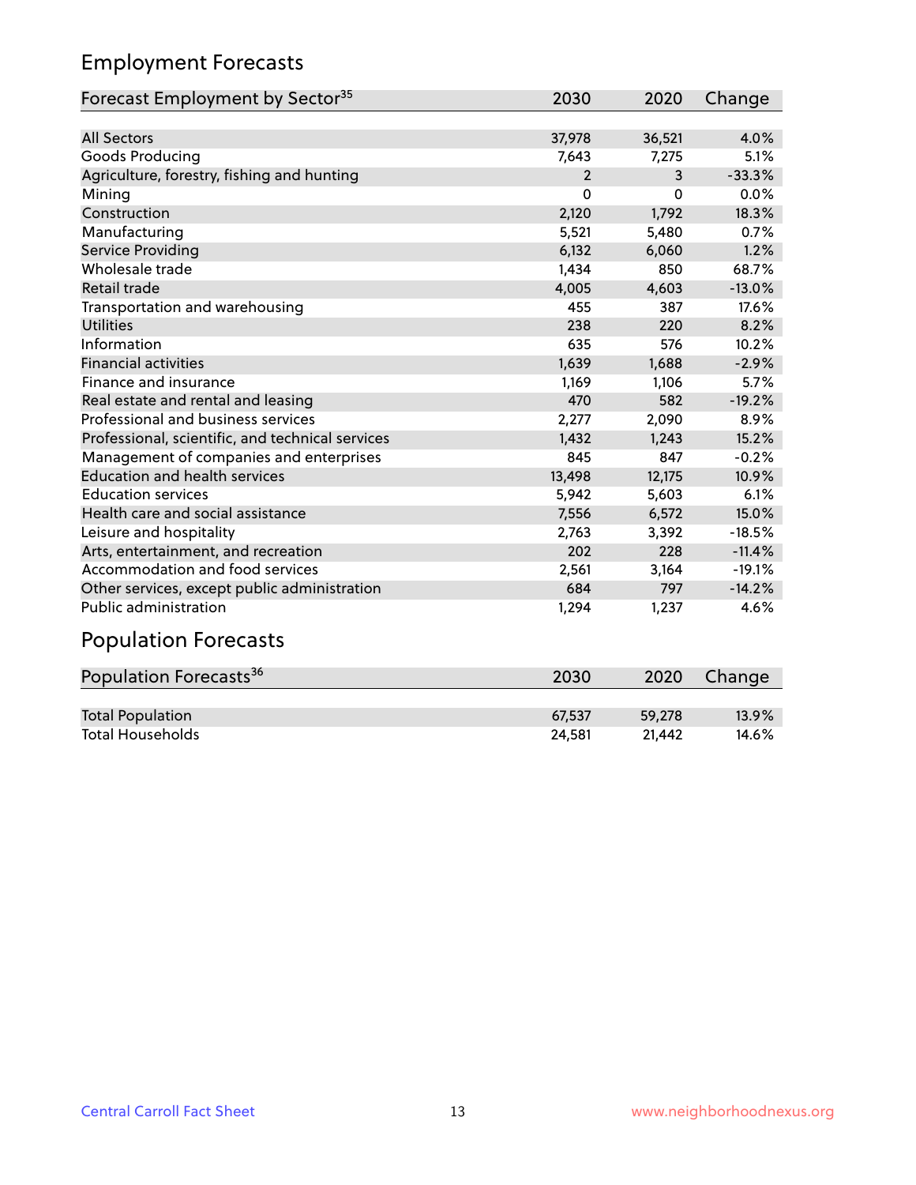## Employment Forecasts

| Forecast Employment by Sector[35] | 2030 | 2020 | Change |
|---|---|---|---|
| All Sectors | 37,978 | 36,521 | 4.0% |
| Goods Producing | 7,643 | 7,275 | 5.1% |
| Agriculture, forestry, fishing and hunting | 2 | 3 | -33.3% |
| Mining | 0 | 0 | 0.0% |
| Construction | 2,120 | 1,792 | 18.3% |
| Manufacturing | 5,521 | 5,480 | 0.7% |
| Service Providing | 6,132 | 6,060 | 1.2% |
| Wholesale trade | 1,434 | 850 | 68.7% |
| Retail trade | 4,005 | 4,603 | -13.0% |
| Transportation and warehousing | 455 | 387 | 17.6% |
| Utilities | 238 | 220 | 8.2% |
| Information | 635 | 576 | 10.2% |
| Financial activities | 1,639 | 1,688 | -2.9% |
| Finance and insurance | 1,169 | 1,106 | 5.7% |
| Real estate and rental and leasing | 470 | 582 | -19.2% |
| Professional and business services | 2,277 | 2,090 | 8.9% |
| Professional, scientific, and technical services | 1,432 | 1,243 | 15.2% |
| Management of companies and enterprises | 845 | 847 | -0.2% |
| Education and health services | 13,498 | 12,175 | 10.9% |
| Education services | 5,942 | 5,603 | 6.1% |
| Health care and social assistance | 7,556 | 6,572 | 15.0% |
| Leisure and hospitality | 2,763 | 3,392 | -18.5% |
| Arts, entertainment, and recreation | 202 | 228 | -11.4% |
| Accommodation and food services | 2,561 | 3,164 | -19.1% |
| Other services, except public administration | 684 | 797 | -14.2% |
| Public administration | 1,294 | 1,237 | 4.6% |

## Population Forecasts

| Population Forecasts[36] | 2030 | 2020 | Change |
|---|---|---|---|
| Total Population | 67,537 | 59,278 | 13.9% |
| Total Households | 24,581 | 21,442 | 14.6% |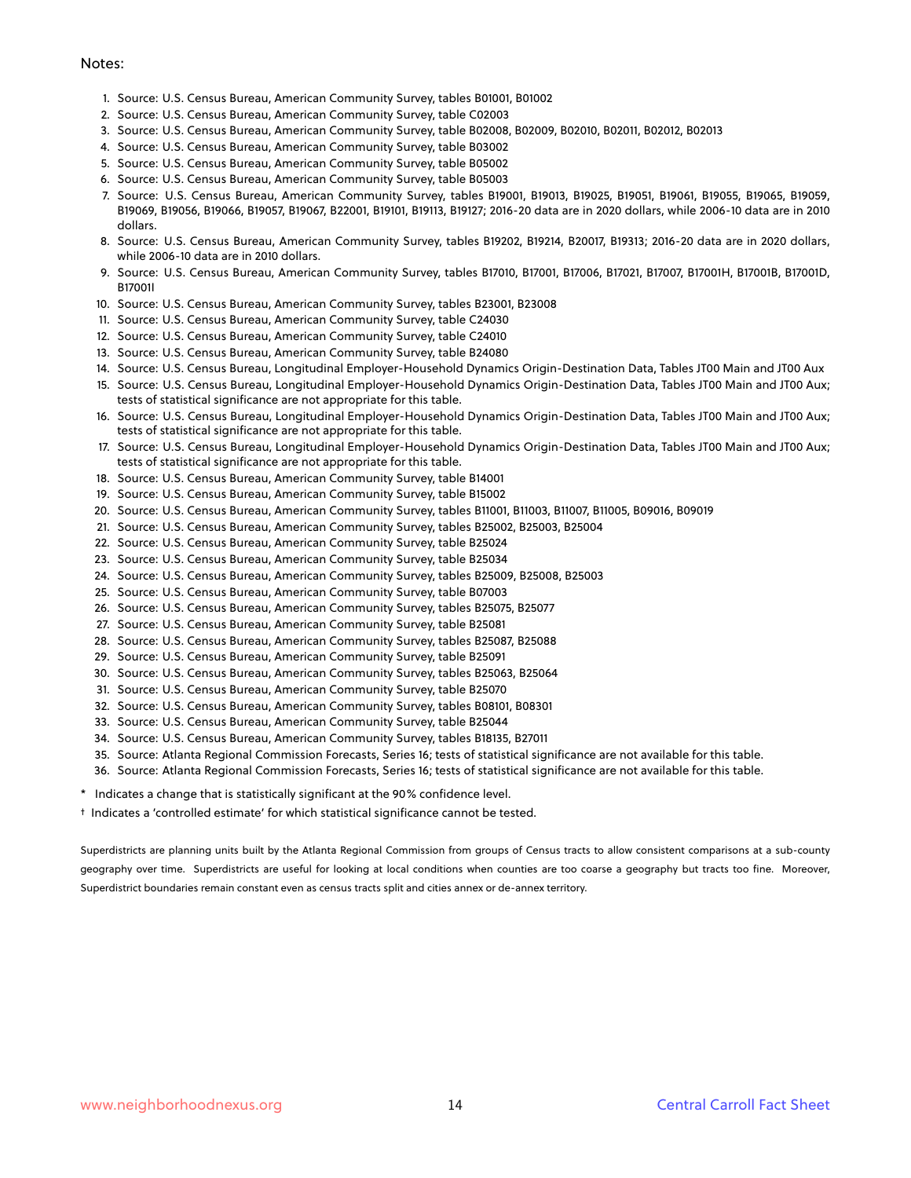Notes:

1. Source: U.S. Census Bureau, American Community Survey, tables B01001, B01002
2. Source: U.S. Census Bureau, American Community Survey, table C02003
3. Source: U.S. Census Bureau, American Community Survey, table B02008, B02009, B02010, B02011, B02012, B02013
4. Source: U.S. Census Bureau, American Community Survey, table B03002
5. Source: U.S. Census Bureau, American Community Survey, table B05002
6. Source: U.S. Census Bureau, American Community Survey, table B05003
7. Source: U.S. Census Bureau, American Community Survey, tables B19001, B19013, B19025, B19051, B19061, B19055, B19065, B19059, B19069, B19056, B19066, B19057, B19067, B22001, B19101, B19113, B19127; 2016-20 data are in 2020 dollars, while 2006-10 data are in 2010 dollars.
8. Source: U.S. Census Bureau, American Community Survey, tables B19202, B19214, B20017, B19313; 2016-20 data are in 2020 dollars, while 2006-10 data are in 2010 dollars.
9. Source: U.S. Census Bureau, American Community Survey, tables B17010, B17001, B17006, B17021, B17007, B17001H, B17001B, B17001D, B17001I
10. Source: U.S. Census Bureau, American Community Survey, tables B23001, B23008
11. Source: U.S. Census Bureau, American Community Survey, table C24030
12. Source: U.S. Census Bureau, American Community Survey, table C24010
13. Source: U.S. Census Bureau, American Community Survey, table B24080
14. Source: U.S. Census Bureau, Longitudinal Employer-Household Dynamics Origin-Destination Data, Tables JT00 Main and JT00 Aux
15. Source: U.S. Census Bureau, Longitudinal Employer-Household Dynamics Origin-Destination Data, Tables JT00 Main and JT00 Aux; tests of statistical significance are not appropriate for this table.
16. Source: U.S. Census Bureau, Longitudinal Employer-Household Dynamics Origin-Destination Data, Tables JT00 Main and JT00 Aux; tests of statistical significance are not appropriate for this table.
17. Source: U.S. Census Bureau, Longitudinal Employer-Household Dynamics Origin-Destination Data, Tables JT00 Main and JT00 Aux; tests of statistical significance are not appropriate for this table.
18. Source: U.S. Census Bureau, American Community Survey, table B14001
19. Source: U.S. Census Bureau, American Community Survey, table B15002
20. Source: U.S. Census Bureau, American Community Survey, tables B11001, B11003, B11007, B11005, B09016, B09019
21. Source: U.S. Census Bureau, American Community Survey, tables B25002, B25003, B25004
22. Source: U.S. Census Bureau, American Community Survey, table B25024
23. Source: U.S. Census Bureau, American Community Survey, table B25034
24. Source: U.S. Census Bureau, American Community Survey, tables B25009, B25008, B25003
25. Source: U.S. Census Bureau, American Community Survey, table B07003
26. Source: U.S. Census Bureau, American Community Survey, tables B25075, B25077
27. Source: U.S. Census Bureau, American Community Survey, table B25081
28. Source: U.S. Census Bureau, American Community Survey, tables B25087, B25088
29. Source: U.S. Census Bureau, American Community Survey, table B25091
30. Source: U.S. Census Bureau, American Community Survey, tables B25063, B25064
31. Source: U.S. Census Bureau, American Community Survey, table B25070
32. Source: U.S. Census Bureau, American Community Survey, tables B08101, B08301
33. Source: U.S. Census Bureau, American Community Survey, table B25044
34. Source: U.S. Census Bureau, American Community Survey, tables B18135, B27011
35. Source: Atlanta Regional Commission Forecasts, Series 16; tests of statistical significance are not available for this table.
36. Source: Atlanta Regional Commission Forecasts, Series 16; tests of statistical significance are not available for this table.

\* Indicates a change that is statistically significant at the 90% confidence level.

† Indicates a 'controlled estimate' for which statistical significance cannot be tested.

Superdistricts are planning units built by the Atlanta Regional Commission from groups of Census tracts to allow consistent comparisons at a sub-county geography over time. Superdistricts are useful for looking at local conditions when counties are too coarse a geography but tracts too fine. Moreover, Superdistrict boundaries remain constant even as census tracts split and cities annex or de-annex territory.